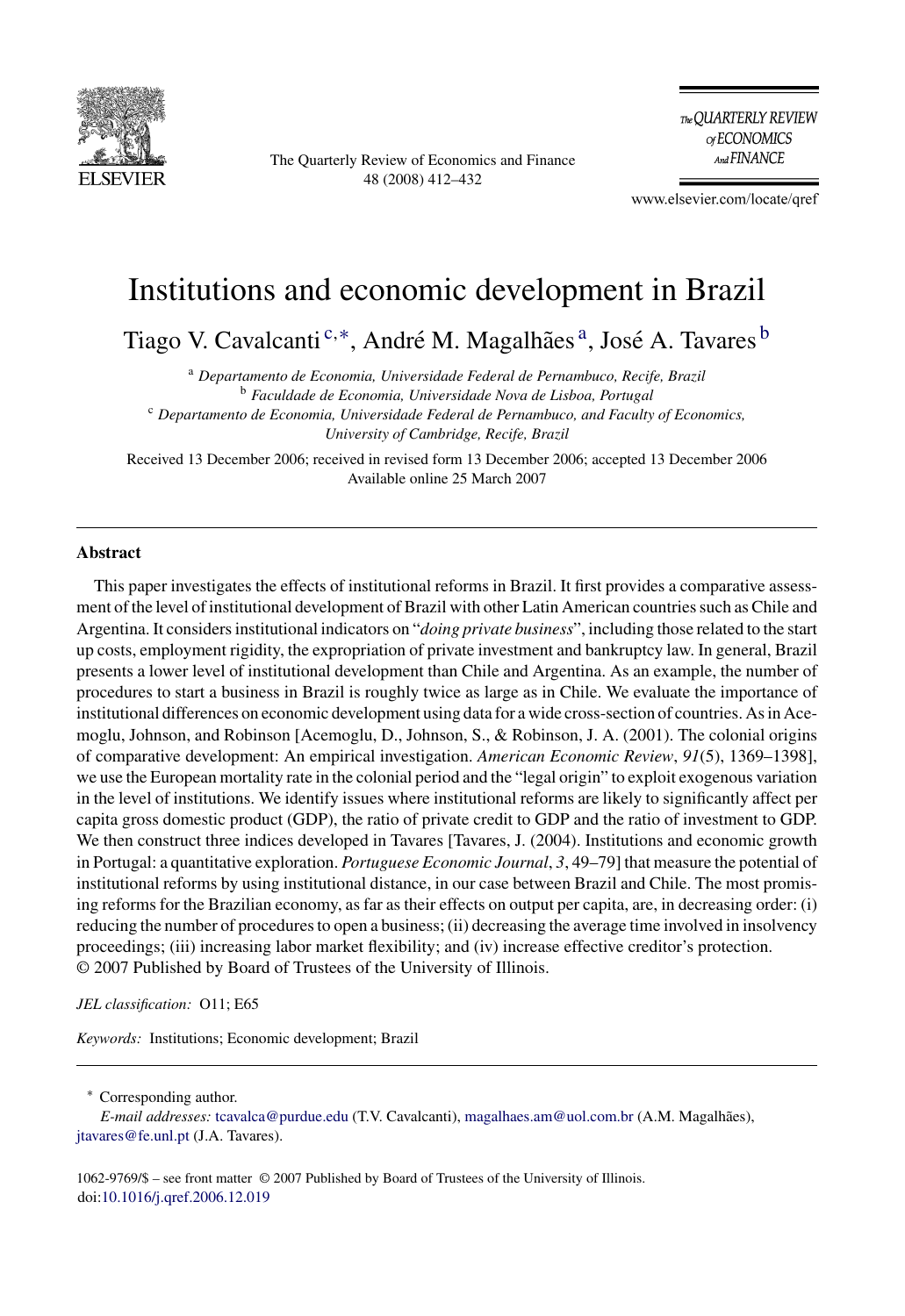# Institutions and economic development in Brazil

Tiago V. Cavalcanti [c,*], André M. Magalhães [a], José A. Tavares [b]

[a] *Departamento de Economia, Universidade Federal de Pernambuco, Recife, Brazil*
[b] *Faculdade de Economia, Universidade Nova de Lisboa, Portugal*
[c] *Departamento de Economia, Universidade Federal de Pernambuco, and Faculty of Economics, University of Cambridge, Recife, Brazil*

Received 13 December 2006; received in revised form 13 December 2006; accepted 13 December 2006
Available online 25 March 2007

## Abstract

This paper investigates the effects of institutional reforms in Brazil. It first provides a comparative assessment of the level of institutional development of Brazil with other Latin American countries such as Chile and Argentina. It considers institutional indicators on "*doing private business*", including those related to the start up costs, employment rigidity, the expropriation of private investment and bankruptcy law. In general, Brazil presents a lower level of institutional development than Chile and Argentina. As an example, the number of procedures to start a business in Brazil is roughly twice as large as in Chile. We evaluate the importance of institutional differences on economic development using data for a wide cross-section of countries. As in Acemoglu, Johnson, and Robinson [Acemoglu, D., Johnson, S., & Robinson, J. A. (2001). The colonial origins of comparative development: An empirical investigation. *American Economic Review*, *91*(5), 1369–1398], we use the European mortality rate in the colonial period and the "legal origin" to exploit exogenous variation in the level of institutions. We identify issues where institutional reforms are likely to significantly affect per capita gross domestic product (GDP), the ratio of private credit to GDP and the ratio of investment to GDP. We then construct three indices developed in Tavares [Tavares, J. (2004). Institutions and economic growth in Portugal: a quantitative exploration. *Portuguese Economic Journal*, *3*, 49–79] that measure the potential of institutional reforms by using institutional distance, in our case between Brazil and Chile. The most promising reforms for the Brazilian economy, as far as their effects on output per capita, are, in decreasing order: (i) reducing the number of procedures to open a business; (ii) decreasing the average time involved in insolvency proceedings; (iii) increasing labor market flexibility; and (iv) increase effective creditor's protection.
© 2007 Published by Board of Trustees of the University of Illinois.

*JEL classification:* O11; E65

*Keywords:* Institutions; Economic development; Brazil

---

* Corresponding author.
*E-mail addresses:* tcavalca@purdue.edu (T.V. Cavalcanti), magalhaes.am@uol.com.br (A.M. Magalhães), jtavares@fe.unl.pt (J.A. Tavares).

1062-9769/$ – see front matter © 2007 Published by Board of Trustees of the University of Illinois.
doi:10.1016/j.qref.2006.12.019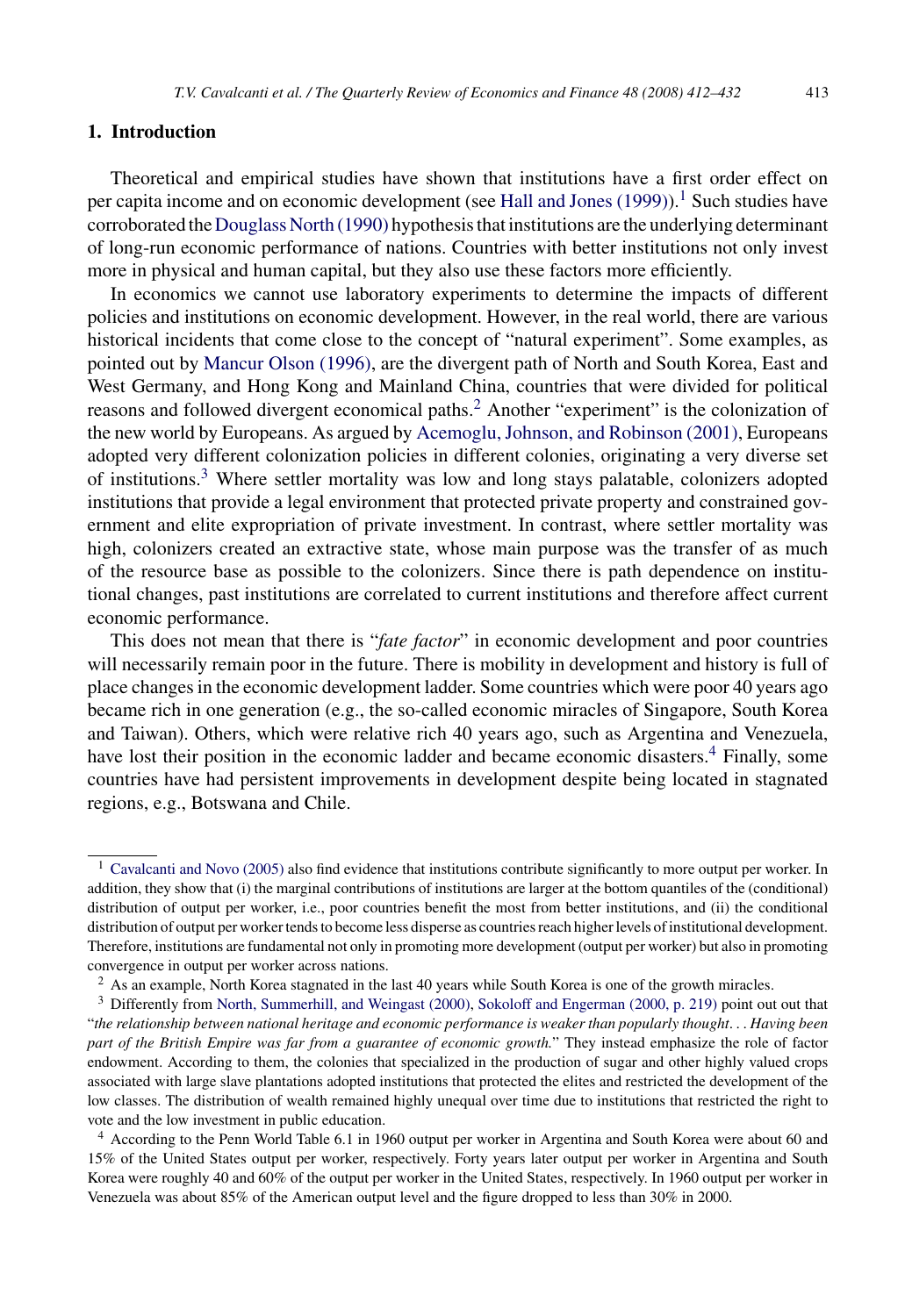## 1. Introduction

Theoretical and empirical studies have shown that institutions have a first order effect on per capita income and on economic development (see Hall and Jones (1999)).[1] Such studies have corroborated the Douglass North (1990) hypothesis that institutions are the underlying determinant of long-run economic performance of nations. Countries with better institutions not only invest more in physical and human capital, but they also use these factors more efficiently.

In economics we cannot use laboratory experiments to determine the impacts of different policies and institutions on economic development. However, in the real world, there are various historical incidents that come close to the concept of "natural experiment". Some examples, as pointed out by Mancur Olson (1996), are the divergent path of North and South Korea, East and West Germany, and Hong Kong and Mainland China, countries that were divided for political reasons and followed divergent economical paths.[2] Another "experiment" is the colonization of the new world by Europeans. As argued by Acemoglu, Johnson, and Robinson (2001), Europeans adopted very different colonization policies in different colonies, originating a very diverse set of institutions.[3] Where settler mortality was low and long stays palatable, colonizers adopted institutions that provide a legal environment that protected private property and constrained government and elite expropriation of private investment. In contrast, where settler mortality was high, colonizers created an extractive state, whose main purpose was the transfer of as much of the resource base as possible to the colonizers. Since there is path dependence on institutional changes, past institutions are correlated to current institutions and therefore affect current economic performance.

This does not mean that there is "*fate factor*" in economic development and poor countries will necessarily remain poor in the future. There is mobility in development and history is full of place changes in the economic development ladder. Some countries which were poor 40 years ago became rich in one generation (e.g., the so-called economic miracles of Singapore, South Korea and Taiwan). Others, which were relative rich 40 years ago, such as Argentina and Venezuela, have lost their position in the economic ladder and became economic disasters.[4] Finally, some countries have had persistent improvements in development despite being located in stagnated regions, e.g., Botswana and Chile.

---

[1] Cavalcanti and Novo (2005) also find evidence that institutions contribute significantly to more output per worker. In addition, they show that (i) the marginal contributions of institutions are larger at the bottom quantiles of the (conditional) distribution of output per worker, i.e., poor countries benefit the most from better institutions, and (ii) the conditional distribution of output per worker tends to become less disperse as countries reach higher levels of institutional development. Therefore, institutions are fundamental not only in promoting more development (output per worker) but also in promoting convergence in output per worker across nations.

[2] As an example, North Korea stagnated in the last 40 years while South Korea is one of the growth miracles.

[3] Differently from North, Summerhill, and Weingast (2000), Sokoloff and Engerman (2000, p. 219) point out out that "*the relationship between national heritage and economic performance is weaker than popularly thought... Having been part of the British Empire was far from a guarantee of economic growth.*" They instead emphasize the role of factor endowment. According to them, the colonies that specialized in the production of sugar and other highly valued crops associated with large slave plantations adopted institutions that protected the elites and restricted the development of the low classes. The distribution of wealth remained highly unequal over time due to institutions that restricted the right to vote and the low investment in public education.

[4] According to the Penn World Table 6.1 in 1960 output per worker in Argentina and South Korea were about 60 and 15% of the United States output per worker, respectively. Forty years later output per worker in Argentina and South Korea were roughly 40 and 60% of the output per worker in the United States, respectively. In 1960 output per worker in Venezuela was about 85% of the American output level and the figure dropped to less than 30% in 2000.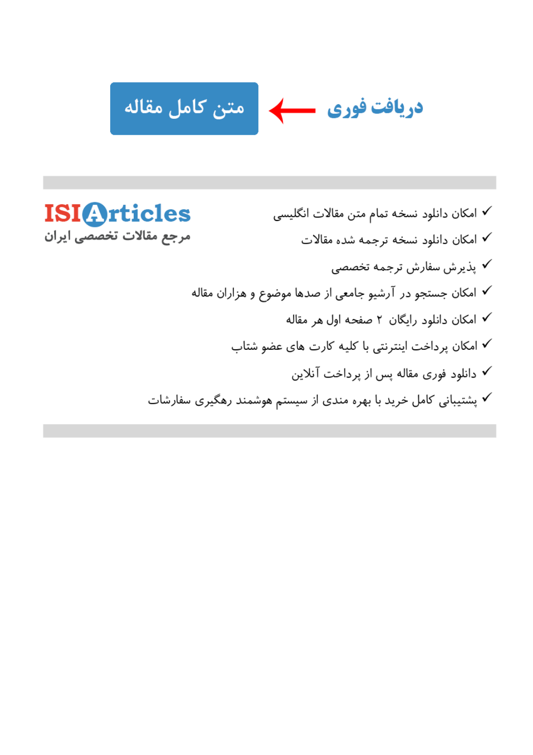دریافت فوری ← **متن کامل مقاله**

**ISIArticles**
مرجع مقالات تخصصی ایران

- ✓ امکان دانلود نسخه تمام متن مقالات انگلیسی
- ✓ امکان دانلود نسخه ترجمه شده مقالات
- ✓ پذیرش سفارش ترجمه تخصصی
- ✓ امکان جستجو در آرشیو جامعی از صدها موضوع و هزاران مقاله
- ✓ امکان دانلود رایگان ۲ صفحه اول هر مقاله
- ✓ امکان پرداخت اینترنتی با کلیه کارت های عضو شتاب
- ✓ دانلود فوری مقاله پس از پرداخت آنلاین
- ✓ پشتیبانی کامل خرید با بهره مندی از سیستم هوشمند رهگیری سفارشات